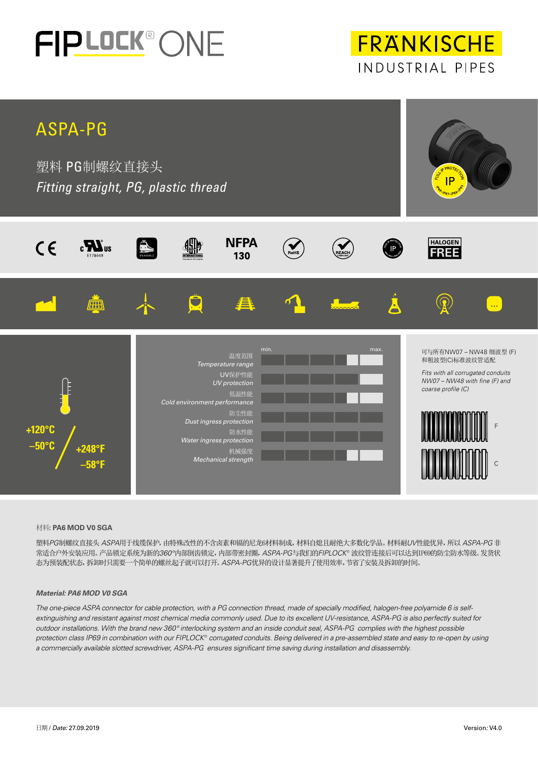# FIPLOCK® ONE

FRÄNKISCHE INDUSTRIAL PIPES

## ASPA-PG

塑料 PG制螺纹直接头

*Fitting straight, PG, plastic thread*

FULL IP PROTECTION IP IP66 · IP67 · IP68 · IP69

CE c UL US E178449 EN 45545-2 ASTM INTERNATIONAL NFPA 130 RoHS REACH COMPLIANT HALOGEN FREE

+120°C / –50°C

+248°F / –58°F

| | min. | | | | max. |
|---|---|---|---|---|---|
| 温度范围 *Temperature range* | | | | | |
| UV保护性能 *UV protection* | | | | | |
| 低温性能 *Cold environment performance* | | | | | |
| 防尘性能 *Dust ingress protection* | | | | | |
| 防水性能 *Water ingress protection* | | | | | |
| 机械强度 *Mechanical strength* | | | | | |

可与所有NW07 – NW48 细波型 (F) 和粗波型(C)标准波纹管适配

*Fits with all corrugated conduits NW07 – NW48 with fine (F) and coarse profile (C)*

F

C

材料: **PA6 MOD V0 SGA**

塑料PG制螺纹直接头 *ASPA*用于线缆保护，由特殊改性的不含卤素和镉的尼龙6材料制成，材料自熄且耐绝大多数化学品。材料耐*UV*性能优异，所以 *ASPA-PG* 非常适合户外安装应用。产品锁定系统为新的*360°*内部倒齿锁定，内部带密封圈，*ASPA-PG*与我们的*FIPLOCK*® 波纹管连接后可以达到IP69的防尘防水等级。发货状态为预装配状态，拆卸时只需要一个简单的螺丝起子就可以打开。*ASPA-PG*优异的设计显著提升了使用效率，节省了安装及拆卸的时间。

***Material: PA6 MOD V0 SGA***

*The one-piece ASPA connector for cable protection, with a PG connection thread, made of specially modified, halogen-free polyamide 6 is self-extinguishing and resistant against most chemical media commonly used. Due to its excellent UV-resistance, ASPA-PG is also perfectly suited for outdoor installations. With the brand new 360° interlocking system and an inside conduit seal, ASPA-PG complies with the highest possible protection class IP69 in combination with our FIPLOCK® corrugated conduits. Being delivered in a pre-assembled state and easy to re-open by using a commercially available slotted screwdriver, ASPA-PG ensures significant time saving during installation and disassembly.*

日期 / *Date:* 27.09.2019

Version*:* V4.0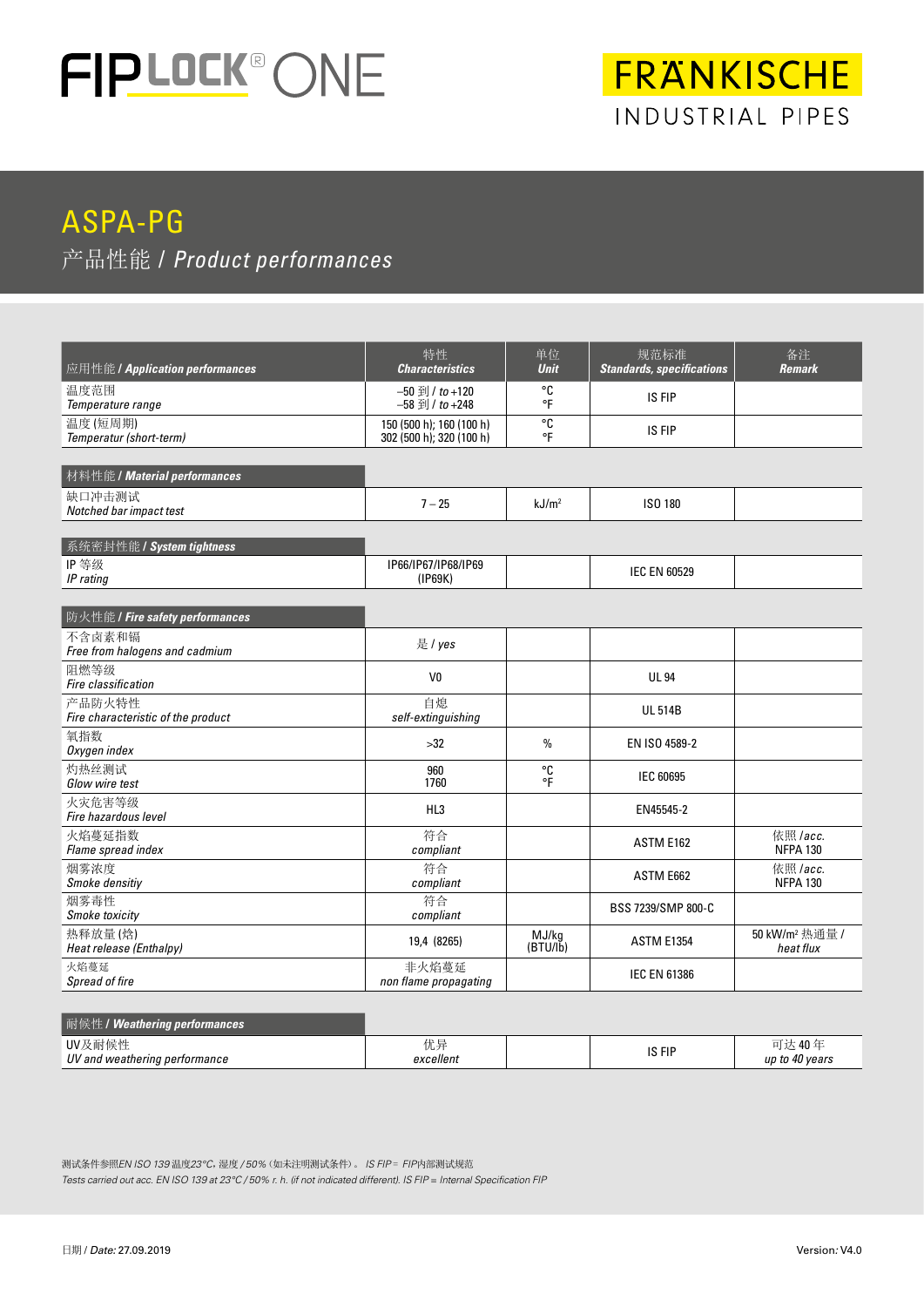# FIPLOCK® ONE

FRÄNKISCHE
INDUSTRIAL PIPES

## ASPA-PG

### 产品性能 / *Product performances*

| 应用性能 / ***Application performances*** | 特性 ***Characteristics*** | 单位 ***Unit*** | 规范标准 ***Standards, specifications*** | 备注 ***Remark*** |
|---|---|---|---|---|
| 温度范围 *Temperature range* | –50 到 / *to* +120<br>–58 到 / *to* +248 | °C<br>°F | IS FIP | |
| 温度 (短周期) *Temperatur (short-term)* | 150 (500 h); 160 (100 h)<br>302 (500 h); 320 (100 h) | °C<br>°F | IS FIP | |
| **材料性能 / *Material performances*** | | | | |
| 缺口冲击测试 *Notched bar impact test* | 7 – 25 | kJ/m² | ISO 180 | |
| **系统密封性能 / *System tightness*** | | | | |
| IP 等级 *IP rating* | IP66/IP67/IP68/IP69 (IP69K) | | IEC EN 60529 | |
| **防火性能 / *Fire safety performances*** | | | | |
| 不含卤素和镉 *Free from halogens and cadmium* | 是 / *yes* | | | |
| 阻燃等级 *Fire classification* | V0 | | UL 94 | |
| 产品防火特性 *Fire characteristic of the product* | 自熄 *self-extinguishing* | | UL 514B | |
| 氧指数 *Oxygen index* | >32 | % | EN ISO 4589-2 | |
| 灼热丝测试 *Glow wire test* | 960<br>1760 | °C<br>°F | IEC 60695 | |
| 火灾危害等级 *Fire hazardous level* | HL3 | | EN45545-2 | |
| 火焰蔓延指数 *Flame spread index* | 符合 *compliant* | | ASTM E162 | 依照 /*acc.* NFPA 130 |
| 烟雾浓度 *Smoke densitiy* | 符合 *compliant* | | ASTM E662 | 依照 /*acc.* NFPA 130 |
| 烟雾毒性 *Smoke toxicity* | 符合 *compliant* | | BSS 7239/SMP 800-C | |
| 热释放量 (焓) *Heat release (Enthalpy)* | 19,4 (8265) | MJ/kg (BTU/lb) | ASTM E1354 | 50 kW/m² 热通量 / *heat flux* |
| 火焰蔓延 *Spread of fire* | 非火焰蔓延 *non flame propagating* | | IEC EN 61386 | |
| **耐候性 / *Weathering performances*** | | | | |
| UV及耐候性 *UV and weathering performance* | 优异 *excellent* | | IS FIP | 可达 40 年 *up to 40 years* |

测试条件参照*EN ISO 139*温度*23°C*，湿度 */ 50%*（如未注明测试条件）。 *IS FIP* = *FIP*内部测试规范
*Tests carried out acc. EN ISO 139 at 23°C / 50% r. h. (if not indicated different). IS FIP = Internal Specification FIP*

日期 / *Date:* 27.09.2019 Version: V4.0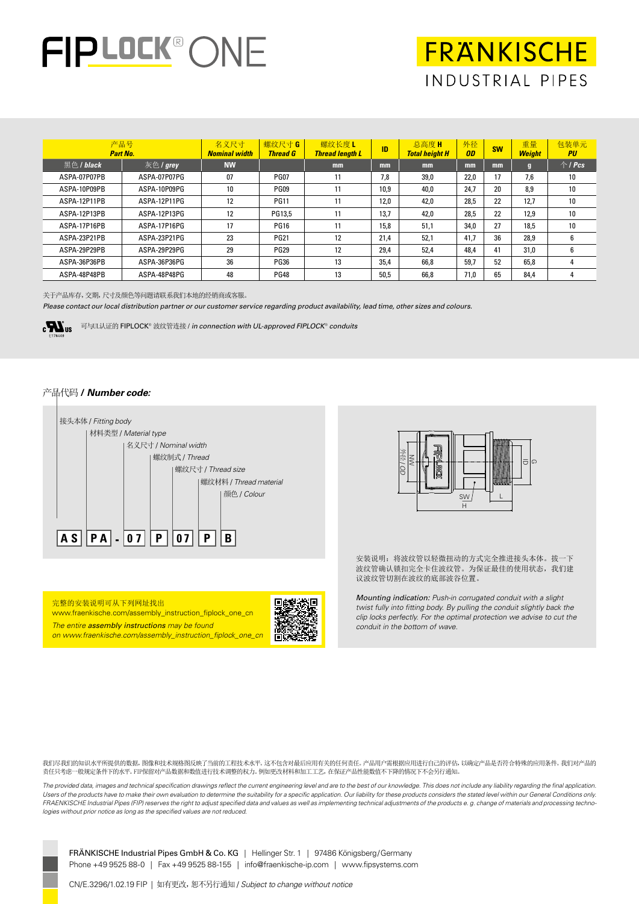# FIPLOCK® ONE

FRÄNKISCHE INDUSTRIAL PIPES

| 产品号 Part No. | | 名义尺寸 Nominal width | 螺纹尺寸 G Thread G | 螺纹长度 L Thread length L | ID | 总高度 H Total height H | 外径 OD | SW | 重量 Weight | 包装单元 PU |
|---|---|---|---|---|---|---|---|---|---|---|
| 黑色 / black | 灰色 / grey | NW | | mm | mm | mm | mm | mm | g | 个 / Pcs |
| ASPA-07P07PB | ASPA-07P07PG | 07 | PG07 | 11 | 7,8 | 39,0 | 22,0 | 17 | 7,6 | 10 |
| ASPA-10P09PB | ASPA-10P09PG | 10 | PG09 | 11 | 10,9 | 40,0 | 24,7 | 20 | 8,9 | 10 |
| ASPA-12P11PB | ASPA-12P11PG | 12 | PG11 | 11 | 12,0 | 42,0 | 28,5 | 22 | 12,7 | 10 |
| ASPA-12P13PB | ASPA-12P13PG | 12 | PG13,5 | 11 | 13,7 | 42,0 | 28,5 | 22 | 12,9 | 10 |
| ASPA-17P16PB | ASPA-17P16PG | 17 | PG16 | 11 | 15,8 | 51,1 | 34,0 | 27 | 18,5 | 10 |
| ASPA-23P21PB | ASPA-23P21PG | 23 | PG21 | 12 | 21,4 | 52,1 | 41,7 | 36 | 28,9 | 6 |
| ASPA-29P29PB | ASPA-29P29PG | 29 | PG29 | 12 | 29,4 | 52,4 | 48,4 | 41 | 31,0 | 6 |
| ASPA-36P36PB | ASPA-36P36PG | 36 | PG36 | 13 | 35,4 | 66,8 | 59,7 | 52 | 65,8 | 4 |
| ASPA-48P48PB | ASPA-48P48PG | 48 | PG48 | 13 | 50,5 | 66,8 | 71,0 | 65 | 84,4 | 4 |

关于产品库存，交期，尺寸及颜色等问题请联系我们本地的经销商或客服。

*Please contact our local distribution partner or our customer service regarding product availability, lead time, other sizes and colours.*

可与UL认证的 FIPLOCK® 波纹管连接 / *in connection with UL-approved FIPLOCK® conduits*

## 产品代码 / *Number code:*

- 接头本体 / *Fitting body*
- 材料类型 / *Material type*
- 名义尺寸 / *Nominal width*
- 螺纹制式 / *Thread*
- 螺纹尺寸 / *Thread size*
- 螺纹材料 / *Thread material*
- 颜色 / *Colour*

AS | PA - 07 | P | 07 | P | B

外径 / OD, NW, ID, G, SW, H, L

安装说明：将波纹管以轻微扭动的方式完全推进接头本体。拔一下波纹管确认锁扣完全卡住波纹管。为保证最佳的使用状态，我们建议波纹管切割在波纹的底部波谷位置。

***Mounting indication:*** *Push-in corrugated conduit with a slight twist fully into fitting body. By pulling the conduit slightly back the clip locks perfectly. For the optimal protection we advise to cut the conduit in the bottom of wave.*

完整的安装说明可从下列网址找出
www.fraenkische.com/assembly_instruction_fiplock_one_cn

*The entire **assembly instructions** may be found on www.fraenkische.com/assembly_instruction_fiplock_one_cn*

我们尽我们的知识水平所提供的数据，图像和技术规格图反映了当前的工程技术水平。这不包含对最后应用有关的任何责任。产品用户需根据应用进行自己的评估，以确定产品是否符合特殊的应用条件。我们对产品的责任只考虑一般规定条件下的水平。FIP保留对产品数据和数值进行技术调整的权力。例如更改材料和加工工艺，在保证产品性能数值不下降的情况下不会另行通知。

*The provided data, images and technical specification drawings reflect the current engineering level and are to the best of our knowledge. This does not include any liability regarding the final application. Users of the products have to make their own evaluation to determine the suitability for a specific application. Our liability for these products considers the stated level within our General Conditions only. FRAENKISCHE Industrial Pipes (FIP) reserves the right to adjust specified data and values as well as implementing technical adjustments of the products e. g. change of materials and processing technologies without prior notice as long as the specified values are not reduced.*

FRÄNKISCHE Industrial Pipes GmbH & Co. KG | Hellinger Str. 1 | 97486 Königsberg/Germany
Phone +49 9525 88-0 | Fax +49 9525 88-155 | info@fraenkische-ip.com | www.fipsystems.com

CN/E.3296/1.02.19 FIP | 如有更改，恕不另行通知 / *Subject to change without notice*